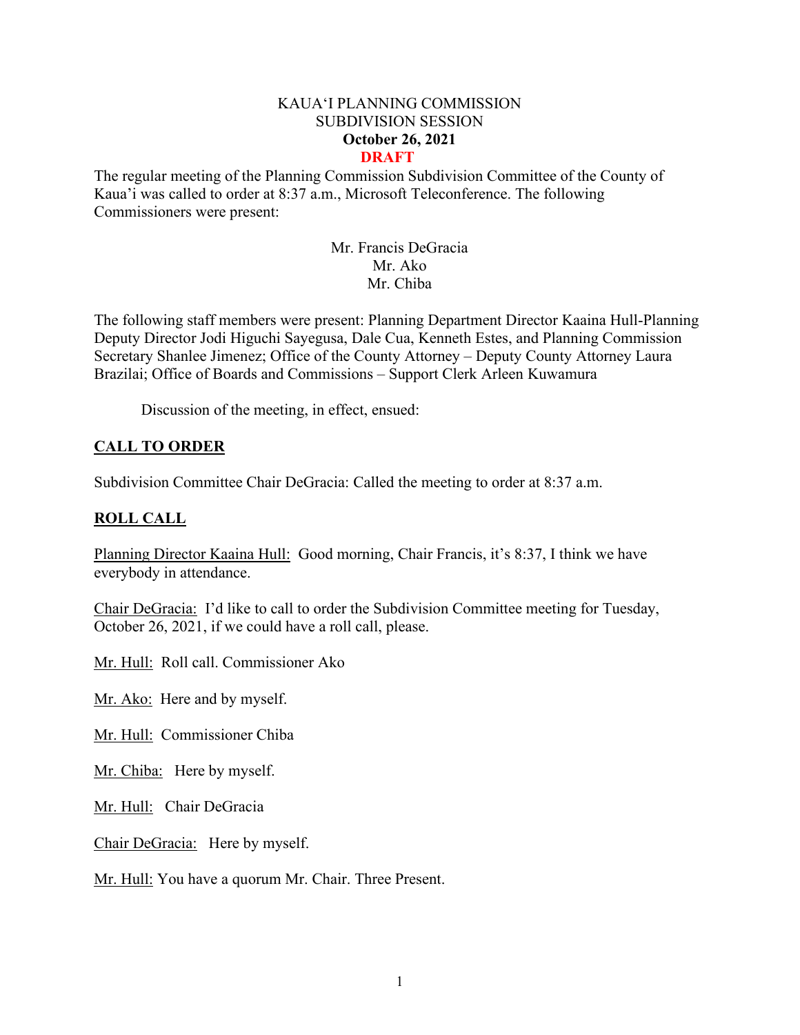KAUA'I PLANNING COMMISSION
SUBDIVISION SESSION
**October 26, 2021**
**DRAFT**

The regular meeting of the Planning Commission Subdivision Committee of the County of Kaua'i was called to order at 8:37 a.m., Microsoft Teleconference. The following Commissioners were present:

Mr. Francis DeGracia
Mr. Ako
Mr. Chiba

The following staff members were present: Planning Department Director Kaaina Hull-Planning Deputy Director Jodi Higuchi Sayegusa, Dale Cua, Kenneth Estes, and Planning Commission Secretary Shanlee Jimenez; Office of the County Attorney – Deputy County Attorney Laura Brazilai; Office of Boards and Commissions – Support Clerk Arleen Kuwamura

Discussion of the meeting, in effect, ensued:

## CALL TO ORDER

Subdivision Committee Chair DeGracia: Called the meeting to order at 8:37 a.m.

## ROLL CALL

Planning Director Kaaina Hull: Good morning, Chair Francis, it's 8:37, I think we have everybody in attendance.

Chair DeGracia: I'd like to call to order the Subdivision Committee meeting for Tuesday, October 26, 2021, if we could have a roll call, please.

Mr. Hull: Roll call. Commissioner Ako

Mr. Ako: Here and by myself.

Mr. Hull: Commissioner Chiba

Mr. Chiba: Here by myself.

Mr. Hull: Chair DeGracia

Chair DeGracia: Here by myself.

Mr. Hull: You have a quorum Mr. Chair. Three Present.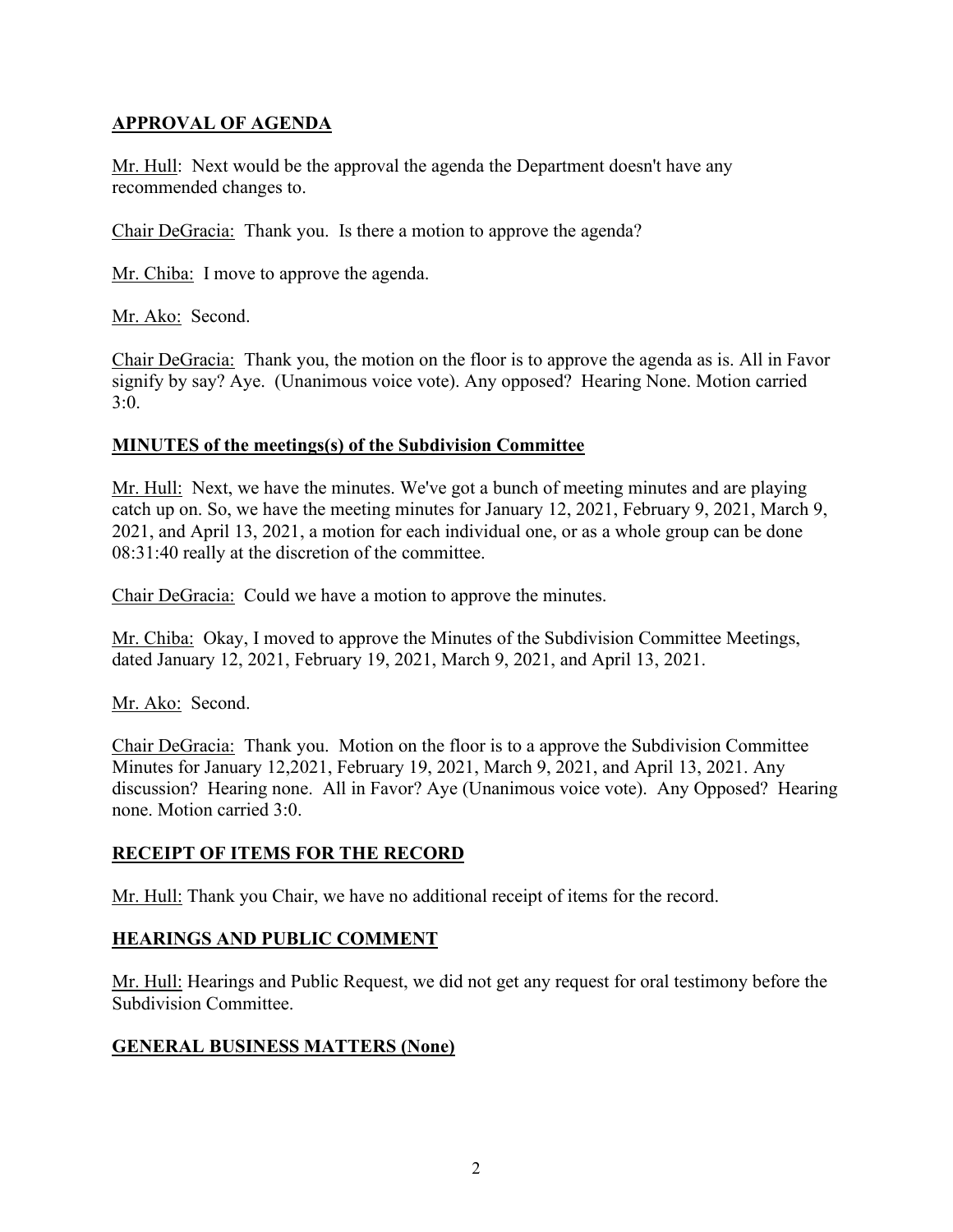## APPROVAL OF AGENDA

Mr. Hull: Next would be the approval the agenda the Department doesn't have any recommended changes to.

Chair DeGracia: Thank you. Is there a motion to approve the agenda?

Mr. Chiba: I move to approve the agenda.

Mr. Ako: Second.

Chair DeGracia: Thank you, the motion on the floor is to approve the agenda as is. All in Favor signify by say? Aye. (Unanimous voice vote). Any opposed? Hearing None. Motion carried 3:0.

## MINUTES of the meetings(s) of the Subdivision Committee

Mr. Hull: Next, we have the minutes. We've got a bunch of meeting minutes and are playing catch up on. So, we have the meeting minutes for January 12, 2021, February 9, 2021, March 9, 2021, and April 13, 2021, a motion for each individual one, or as a whole group can be done 08:31:40 really at the discretion of the committee.

Chair DeGracia: Could we have a motion to approve the minutes.

Mr. Chiba: Okay, I moved to approve the Minutes of the Subdivision Committee Meetings, dated January 12, 2021, February 19, 2021, March 9, 2021, and April 13, 2021.

Mr. Ako: Second.

Chair DeGracia: Thank you. Motion on the floor is to a approve the Subdivision Committee Minutes for January 12,2021, February 19, 2021, March 9, 2021, and April 13, 2021. Any discussion? Hearing none. All in Favor? Aye (Unanimous voice vote). Any Opposed? Hearing none. Motion carried 3:0.

## RECEIPT OF ITEMS FOR THE RECORD

Mr. Hull: Thank you Chair, we have no additional receipt of items for the record.

## HEARINGS AND PUBLIC COMMENT

Mr. Hull: Hearings and Public Request, we did not get any request for oral testimony before the Subdivision Committee.

## GENERAL BUSINESS MATTERS (None)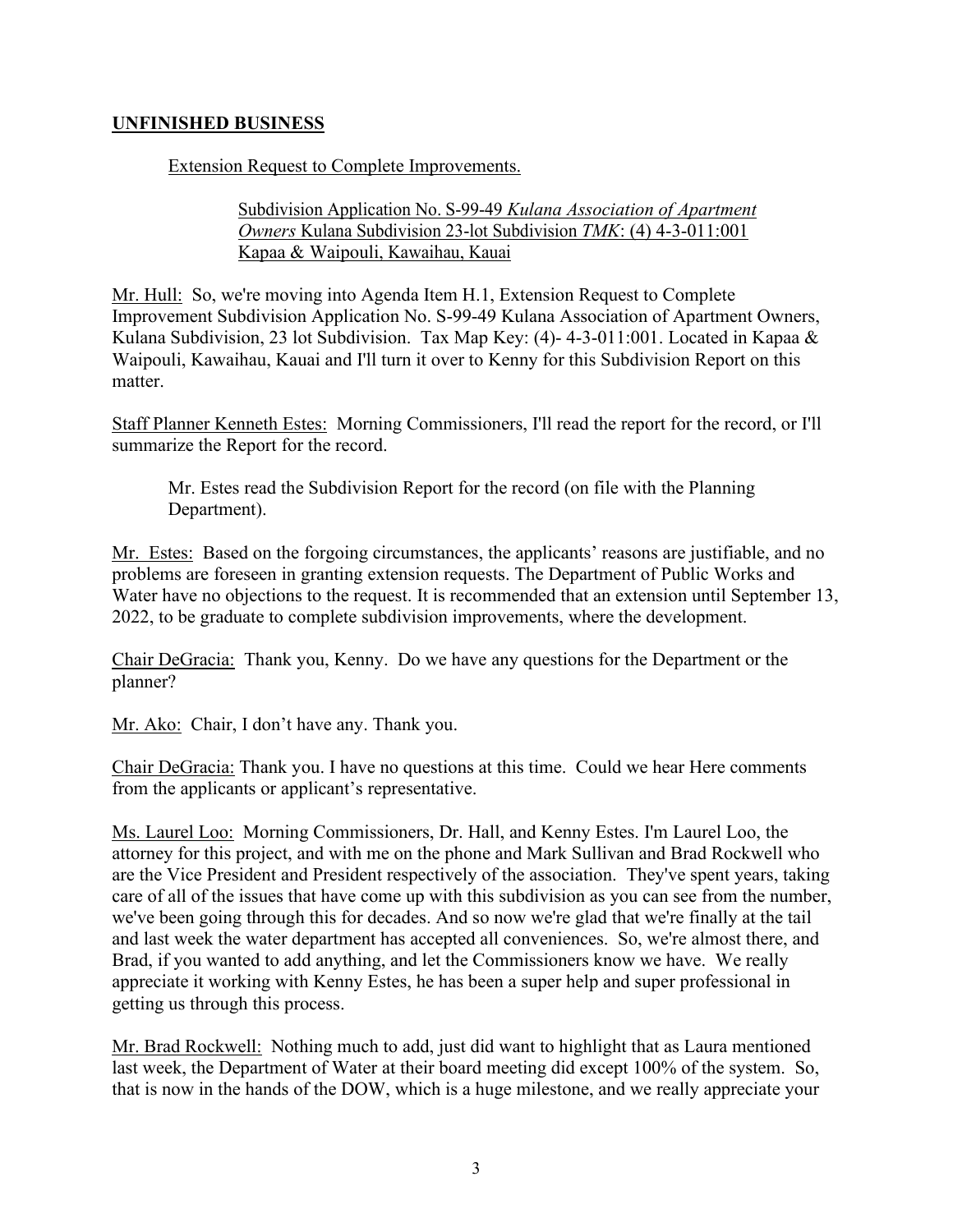**UNFINISHED BUSINESS**

Extension Request to Complete Improvements.

Subdivision Application No. S-99-49 *Kulana Association of Apartment Owners* Kulana Subdivision 23-lot Subdivision *TMK*: (4) 4-3-011:001 Kapaa & Waipouli, Kawaihau, Kauai

Mr. Hull: So, we're moving into Agenda Item H.1, Extension Request to Complete Improvement Subdivision Application No. S-99-49 Kulana Association of Apartment Owners, Kulana Subdivision, 23 lot Subdivision. Tax Map Key: (4)- 4-3-011:001. Located in Kapaa & Waipouli, Kawaihau, Kauai and I'll turn it over to Kenny for this Subdivision Report on this matter.

Staff Planner Kenneth Estes: Morning Commissioners, I'll read the report for the record, or I'll summarize the Report for the record.

> Mr. Estes read the Subdivision Report for the record (on file with the Planning Department).

Mr. Estes: Based on the forgoing circumstances, the applicants' reasons are justifiable, and no problems are foreseen in granting extension requests. The Department of Public Works and Water have no objections to the request. It is recommended that an extension until September 13, 2022, to be graduate to complete subdivision improvements, where the development.

Chair DeGracia: Thank you, Kenny. Do we have any questions for the Department or the planner?

Mr. Ako: Chair, I don't have any. Thank you.

Chair DeGracia: Thank you. I have no questions at this time. Could we hear Here comments from the applicants or applicant's representative.

Ms. Laurel Loo: Morning Commissioners, Dr. Hall, and Kenny Estes. I'm Laurel Loo, the attorney for this project, and with me on the phone and Mark Sullivan and Brad Rockwell who are the Vice President and President respectively of the association. They've spent years, taking care of all of the issues that have come up with this subdivision as you can see from the number, we've been going through this for decades. And so now we're glad that we're finally at the tail and last week the water department has accepted all conveniences. So, we're almost there, and Brad, if you wanted to add anything, and let the Commissioners know we have. We really appreciate it working with Kenny Estes, he has been a super help and super professional in getting us through this process.

Mr. Brad Rockwell: Nothing much to add, just did want to highlight that as Laura mentioned last week, the Department of Water at their board meeting did except 100% of the system. So, that is now in the hands of the DOW, which is a huge milestone, and we really appreciate your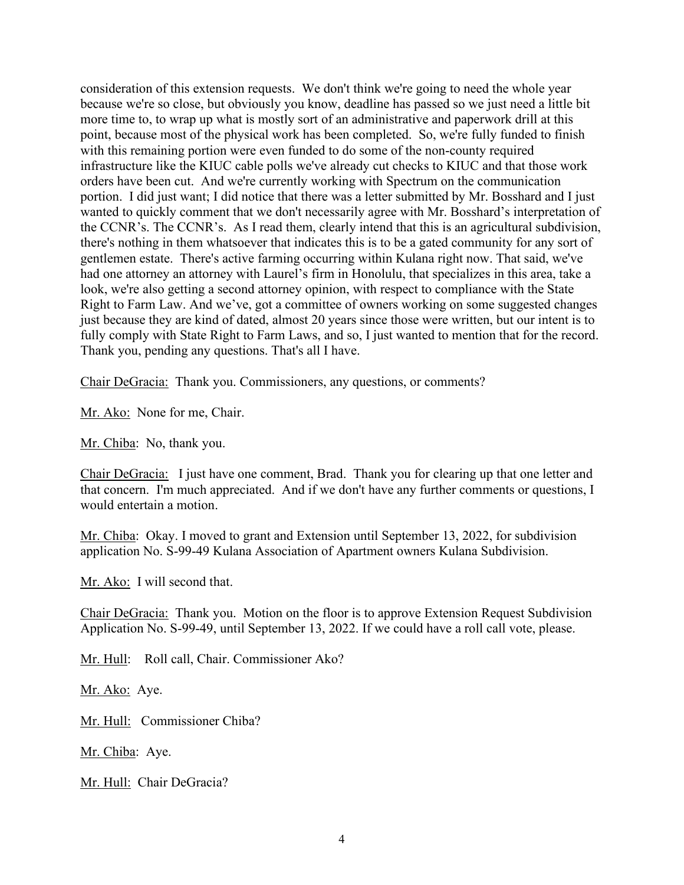consideration of this extension requests. We don't think we're going to need the whole year because we're so close, but obviously you know, deadline has passed so we just need a little bit more time to, to wrap up what is mostly sort of an administrative and paperwork drill at this point, because most of the physical work has been completed. So, we're fully funded to finish with this remaining portion were even funded to do some of the non-county required infrastructure like the KIUC cable polls we've already cut checks to KIUC and that those work orders have been cut. And we're currently working with Spectrum on the communication portion. I did just want; I did notice that there was a letter submitted by Mr. Bosshard and I just wanted to quickly comment that we don't necessarily agree with Mr. Bosshard's interpretation of the CCNR's. The CCNR's. As I read them, clearly intend that this is an agricultural subdivision, there's nothing in them whatsoever that indicates this is to be a gated community for any sort of gentlemen estate. There's active farming occurring within Kulana right now. That said, we've had one attorney an attorney with Laurel's firm in Honolulu, that specializes in this area, take a look, we're also getting a second attorney opinion, with respect to compliance with the State Right to Farm Law. And we've, got a committee of owners working on some suggested changes just because they are kind of dated, almost 20 years since those were written, but our intent is to fully comply with State Right to Farm Laws, and so, I just wanted to mention that for the record. Thank you, pending any questions. That's all I have.

Chair DeGracia: Thank you. Commissioners, any questions, or comments?

Mr. Ako: None for me, Chair.

Mr. Chiba: No, thank you.

Chair DeGracia: I just have one comment, Brad. Thank you for clearing up that one letter and that concern. I'm much appreciated. And if we don't have any further comments or questions, I would entertain a motion.

Mr. Chiba: Okay. I moved to grant and Extension until September 13, 2022, for subdivision application No. S-99-49 Kulana Association of Apartment owners Kulana Subdivision.

Mr. Ako: I will second that.

Chair DeGracia: Thank you. Motion on the floor is to approve Extension Request Subdivision Application No. S-99-49, until September 13, 2022. If we could have a roll call vote, please.

Mr. Hull: Roll call, Chair. Commissioner Ako?

Mr. Ako: Aye.

Mr. Hull: Commissioner Chiba?

Mr. Chiba: Aye.

Mr. Hull: Chair DeGracia?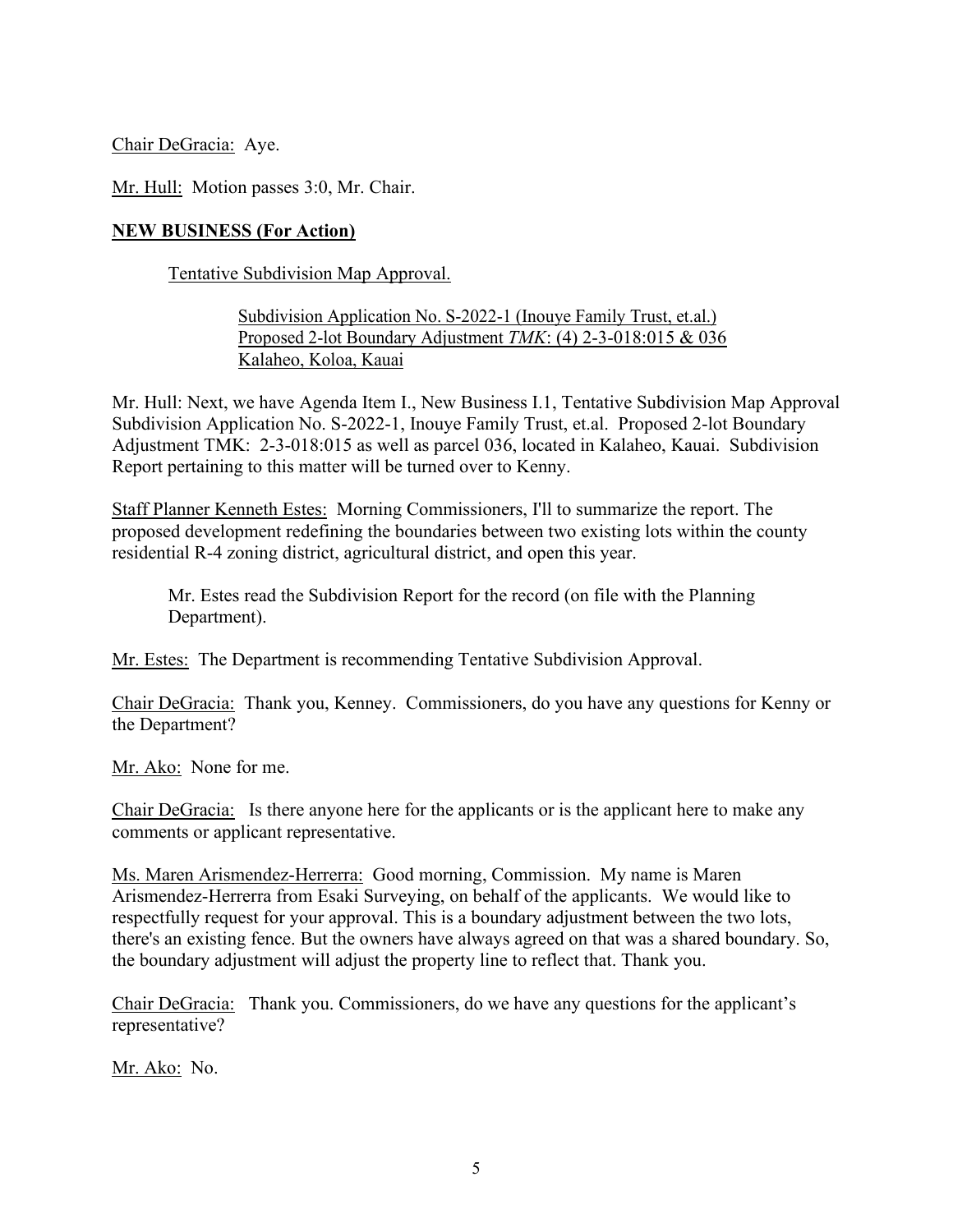<u>Chair DeGracia:</u> Aye.

<u>Mr. Hull:</u> Motion passes 3:0, Mr. Chair.

**<u>NEW BUSINESS (For Action)</u>**

<u>Tentative Subdivision Map Approval.</u>

<u>Subdivision Application No. S-2022-1 (Inouye Family Trust, et.al.)</u>
<u>Proposed 2-lot Boundary Adjustment *TMK*: (4) 2-3-018:015 & 036</u>
<u>Kalaheo, Koloa, Kauai</u>

Mr. Hull: Next, we have Agenda Item I., New Business I.1, Tentative Subdivision Map Approval Subdivision Application No. S-2022-1, Inouye Family Trust, et.al. Proposed 2-lot Boundary Adjustment TMK: 2-3-018:015 as well as parcel 036, located in Kalaheo, Kauai. Subdivision Report pertaining to this matter will be turned over to Kenny.

<u>Staff Planner Kenneth Estes:</u> Morning Commissioners, I'll to summarize the report. The proposed development redefining the boundaries between two existing lots within the county residential R-4 zoning district, agricultural district, and open this year.

> Mr. Estes read the Subdivision Report for the record (on file with the Planning Department).

<u>Mr. Estes:</u> The Department is recommending Tentative Subdivision Approval.

<u>Chair DeGracia:</u> Thank you, Kenney. Commissioners, do you have any questions for Kenny or the Department?

<u>Mr. Ako:</u> None for me.

<u>Chair DeGracia:</u> Is there anyone here for the applicants or is the applicant here to make any comments or applicant representative.

<u>Ms. Maren Arismendez-Herrerra:</u> Good morning, Commission. My name is Maren Arismendez-Herrerra from Esaki Surveying, on behalf of the applicants. We would like to respectfully request for your approval. This is a boundary adjustment between the two lots, there's an existing fence. But the owners have always agreed on that was a shared boundary. So, the boundary adjustment will adjust the property line to reflect that. Thank you.

<u>Chair DeGracia:</u> Thank you. Commissioners, do we have any questions for the applicant's representative?

<u>Mr. Ako:</u> No.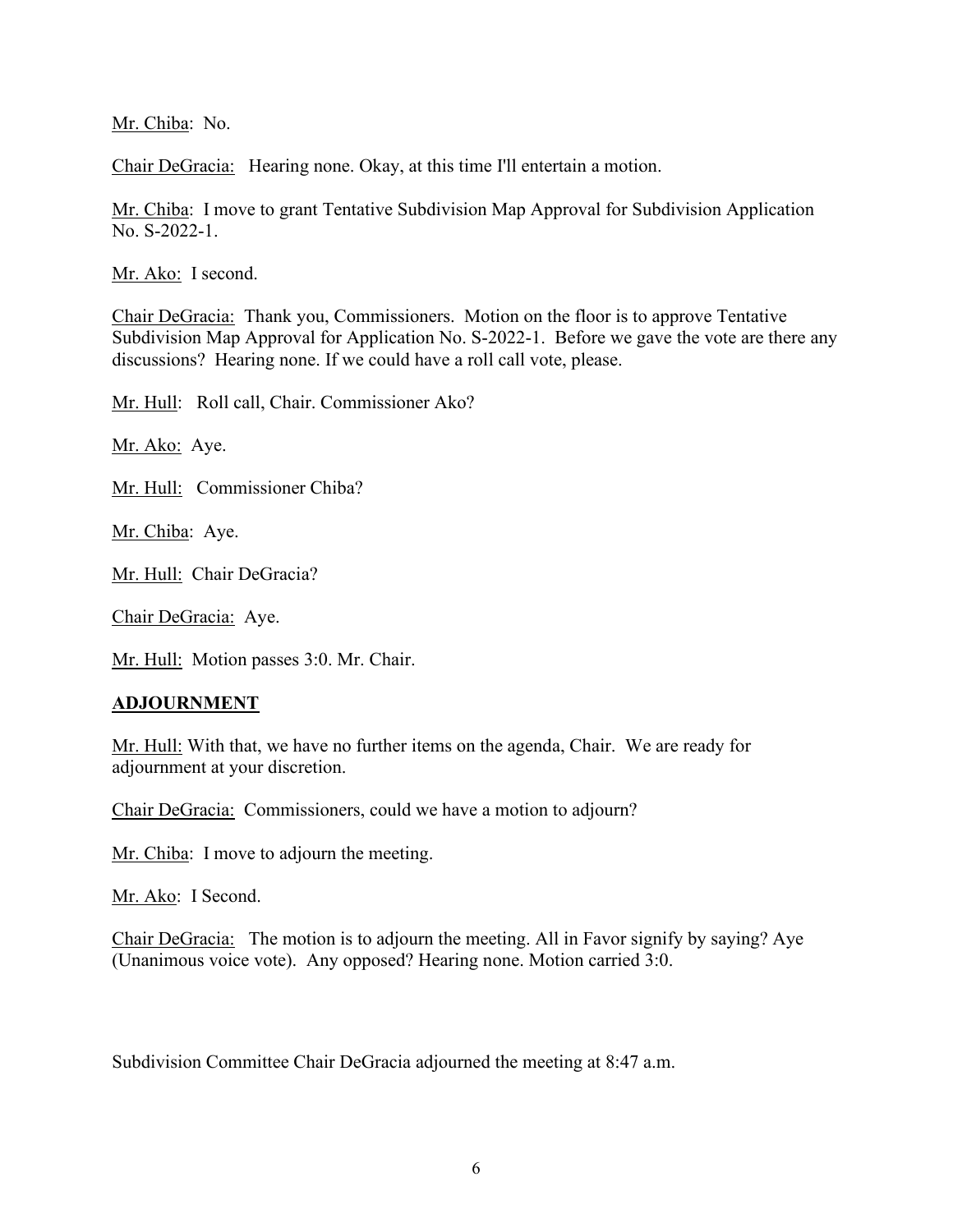Mr. Chiba: No.

Chair DeGracia: Hearing none. Okay, at this time I'll entertain a motion.

Mr. Chiba: I move to grant Tentative Subdivision Map Approval for Subdivision Application No. S-2022-1.

Mr. Ako: I second.

Chair DeGracia: Thank you, Commissioners. Motion on the floor is to approve Tentative Subdivision Map Approval for Application No. S-2022-1. Before we gave the vote are there any discussions? Hearing none. If we could have a roll call vote, please.

Mr. Hull: Roll call, Chair. Commissioner Ako?

Mr. Ako: Aye.

Mr. Hull: Commissioner Chiba?

Mr. Chiba: Aye.

Mr. Hull: Chair DeGracia?

Chair DeGracia: Aye.

Mr. Hull: Motion passes 3:0. Mr. Chair.

## ADJOURNMENT

Mr. Hull: With that, we have no further items on the agenda, Chair. We are ready for adjournment at your discretion.

Chair DeGracia: Commissioners, could we have a motion to adjourn?

Mr. Chiba: I move to adjourn the meeting.

Mr. Ako: I Second.

Chair DeGracia: The motion is to adjourn the meeting. All in Favor signify by saying? Aye (Unanimous voice vote). Any opposed? Hearing none. Motion carried 3:0.

Subdivision Committee Chair DeGracia adjourned the meeting at 8:47 a.m.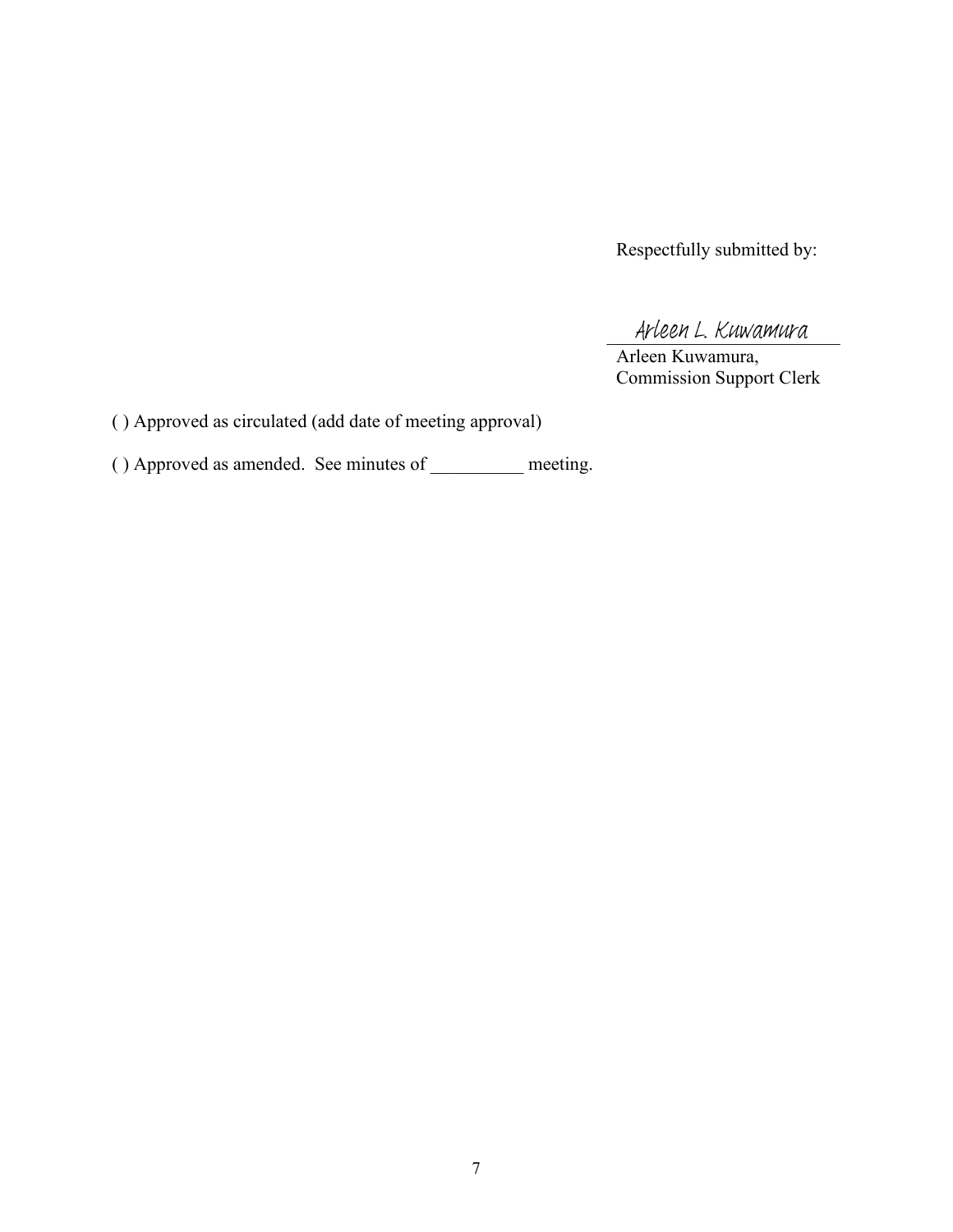Respectfully submitted by:

Arleen L. Kuwamura

Arleen Kuwamura,
Commission Support Clerk

( ) Approved as circulated (add date of meeting approval)

( ) Approved as amended. See minutes of __________ meeting.